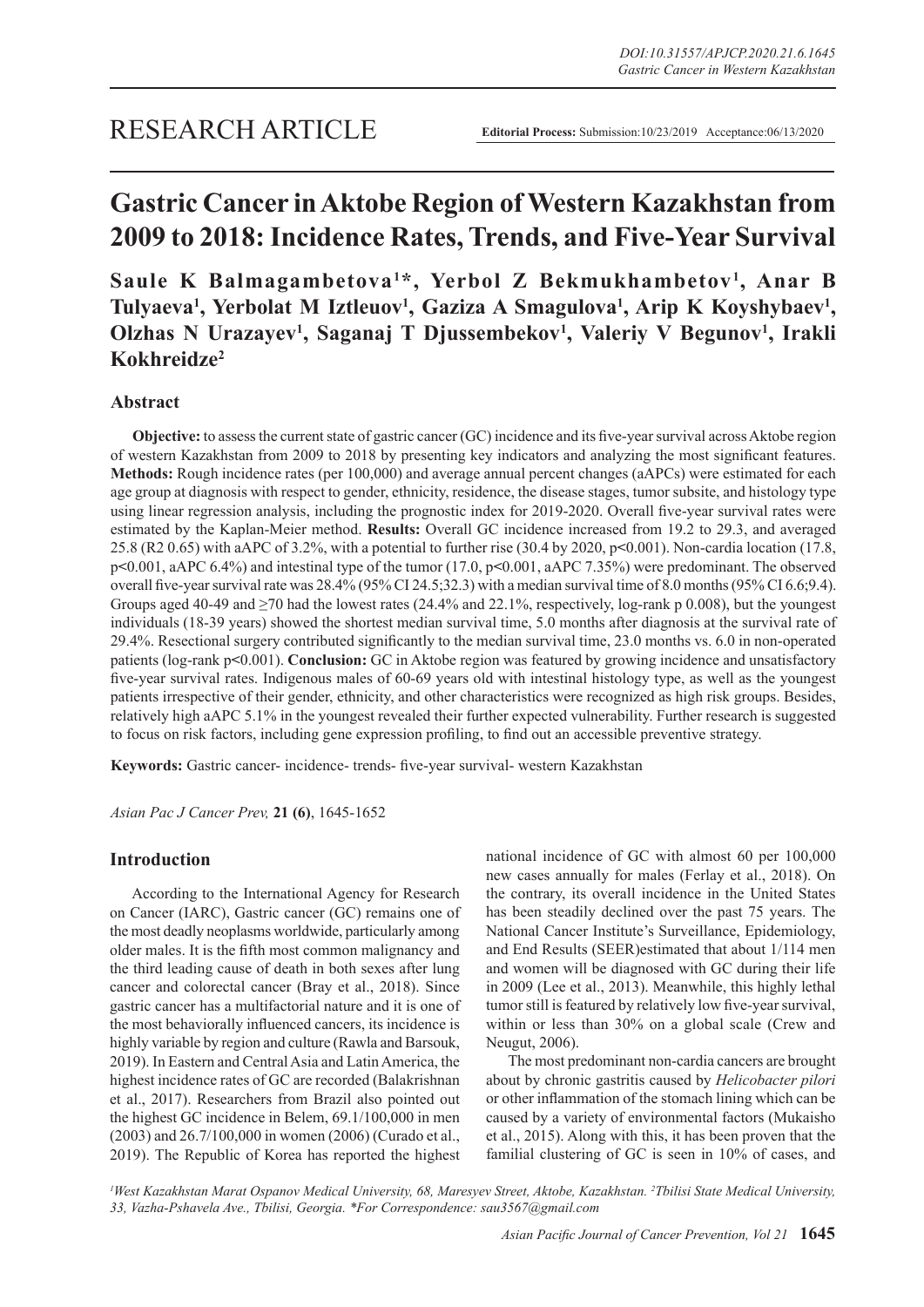RESEARCH ARTICLE

**Editorial Process:** Submission:10/23/2019 Acceptance:06/13/2020

# Gastric Cancer in Aktobe Region of Western Kazakhstan from 2009 to 2018: Incidence Rates, Trends, and Five-Year Survival

**Saule K Balmagambetova[1]\*, Yerbol Z Bekmukhambetov[1], Anar B Tulyaeva[1], Yerbolat M Iztleuov[1], Gaziza A Smagulova[1], Arip K Koyshybaev[1], Olzhas N Urazayev[1], Saganaj T Djussembekov[1], Valeriy V Begunov[1], Irakli Kokhreidze[2]**

## Abstract

**Objective:** to assess the current state of gastric cancer (GC) incidence and its five-year survival across Aktobe region of western Kazakhstan from 2009 to 2018 by presenting key indicators and analyzing the most significant features. **Methods:** Rough incidence rates (per 100,000) and average annual percent changes (aAPCs) were estimated for each age group at diagnosis with respect to gender, ethnicity, residence, the disease stages, tumor subsite, and histology type using linear regression analysis, including the prognostic index for 2019-2020. Overall five-year survival rates were estimated by the Kaplan-Meier method. **Results:** Overall GC incidence increased from 19.2 to 29.3, and averaged 25.8 ($R^2$ 0.65) with aAPC of 3.2%, with a potential to further rise (30.4 by 2020, $p<0.001$). Non-cardia location (17.8, $p<0.001$, aAPC 6.4%) and intestinal type of the tumor (17.0, $p<0.001$, aAPC 7.35%) were predominant. The observed overall five-year survival rate was 28.4% (95% CI 24.5;32.3) with a median survival time of 8.0 months (95% CI 6.6;9.4). Groups aged 40-49 and ≥70 had the lowest rates (24.4% and 22.1%, respectively, log-rank p 0.008), but the youngest individuals (18-39 years) showed the shortest median survival time, 5.0 months after diagnosis at the survival rate of 29.4%. Resectional surgery contributed significantly to the median survival time, 23.0 months vs. 6.0 in non-operated patients (log-rank $p<0.001$). **Conclusion:** GC in Aktobe region was featured by growing incidence and unsatisfactory five-year survival rates. Indigenous males of 60-69 years old with intestinal histology type, as well as the youngest patients irrespective of their gender, ethnicity, and other characteristics were recognized as high risk groups. Besides, relatively high aAPC 5.1% in the youngest revealed their further expected vulnerability. Further research is suggested to focus on risk factors, including gene expression profiling, to find out an accessible preventive strategy.

**Keywords:** Gastric cancer- incidence- trends- five-year survival- western Kazakhstan

*Asian Pac J Cancer Prev,* **21 (6)**, 1645-1652

## Introduction

According to the International Agency for Research on Cancer (IARC), Gastric cancer (GC) remains one of the most deadly neoplasms worldwide, particularly among older males. It is the fifth most common malignancy and the third leading cause of death in both sexes after lung cancer and colorectal cancer (Bray et al., 2018). Since gastric cancer has a multifactorial nature and it is one of the most behaviorally influenced cancers, its incidence is highly variable by region and culture (Rawla and Barsouk, 2019). In Eastern and Central Asia and Latin America, the highest incidence rates of GC are recorded (Balakrishnan et al., 2017). Researchers from Brazil also pointed out the highest GC incidence in Belem, 69.1/100,000 in men (2003) and 26.7/100,000 in women (2006) (Curado et al., 2019). The Republic of Korea has reported the highest national incidence of GC with almost 60 per 100,000 new cases annually for males (Ferlay et al., 2018). On the contrary, its overall incidence in the United States has been steadily declined over the past 75 years. The National Cancer Institute's Surveillance, Epidemiology, and End Results (SEER)estimated that about 1/114 men and women will be diagnosed with GC during their life in 2009 (Lee et al., 2013). Meanwhile, this highly lethal tumor still is featured by relatively low five-year survival, within or less than 30% on a global scale (Crew and Neugut, 2006).

The most predominant non-cardia cancers are brought about by chronic gastritis caused by *Helicobacter pilori* or other inflammation of the stomach lining which can be caused by a variety of environmental factors (Mukaisho et al., 2015). Along with this, it has been proven that the familial clustering of GC is seen in 10% of cases, and

*[1]West Kazakhstan Marat Ospanov Medical University, 68, Maresyev Street, Aktobe, Kazakhstan. [2]Tbilisi State Medical University, 33, Vazha-Pshavela Ave., Tbilisi, Georgia. \*For Correspondence: sau3567@gmail.com*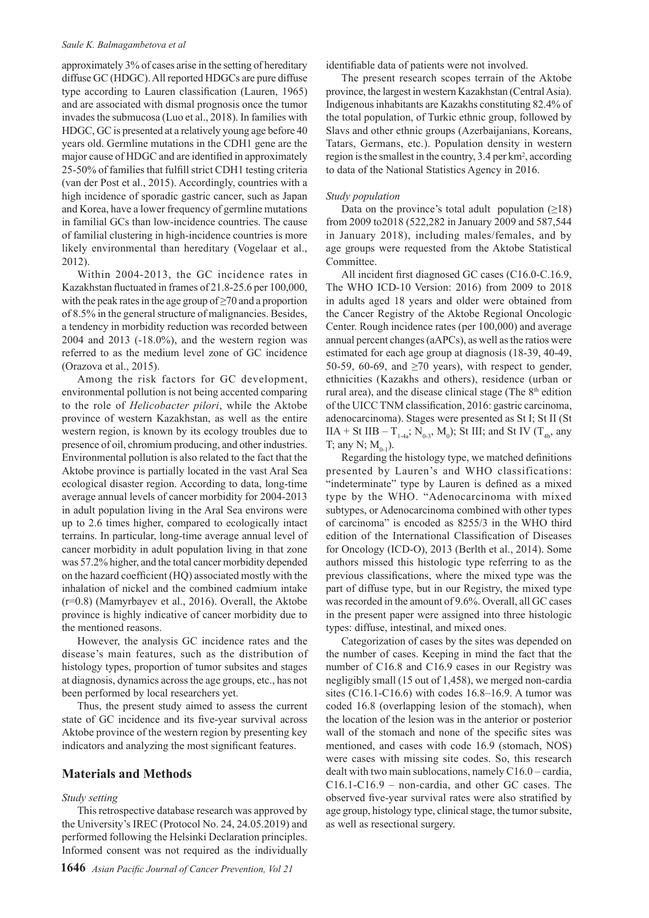approximately 3% of cases arise in the setting of hereditary diffuse GC (HDGC). All reported HDGCs are pure diffuse type according to Lauren classification (Lauren, 1965) and are associated with dismal prognosis once the tumor invades the submucosa (Luo et al., 2018). In families with HDGC, GC is presented at a relatively young age before 40 years old. Germline mutations in the CDH1 gene are the major cause of HDGC and are identified in approximately 25-50% of families that fulfill strict CDH1 testing criteria (van der Post et al., 2015). Accordingly, countries with a high incidence of sporadic gastric cancer, such as Japan and Korea, have a lower frequency of germline mutations in familial GCs than low-incidence countries. The cause of familial clustering in high-incidence countries is more likely environmental than hereditary (Vogelaar et al., 2012).

Within 2004-2013, the GC incidence rates in Kazakhstan fluctuated in frames of 21.8-25.6 per 100,000, with the peak rates in the age group of ≥70 and a proportion of 8.5% in the general structure of malignancies. Besides, a tendency in morbidity reduction was recorded between 2004 and 2013 (-18.0%), and the western region was referred to as the medium level zone of GC incidence (Orazova et al., 2015).

Among the risk factors for GC development, environmental pollution is not being accented comparing to the role of *Helicobacter pilori*, while the Aktobe province of western Kazakhstan, as well as the entire western region, is known by its ecology troubles due to presence of oil, chromium producing, and other industries. Environmental pollution is also related to the fact that the Aktobe province is partially located in the vast Aral Sea ecological disaster region. According to data, long-time average annual levels of cancer morbidity for 2004-2013 in adult population living in the Aral Sea environs were up to 2.6 times higher, compared to ecologically intact terrains. In particular, long-time average annual level of cancer morbidity in adult population living in that zone was 57.2% higher, and the total cancer morbidity depended on the hazard coefficient (HQ) associated mostly with the inhalation of nickel and the combined cadmium intake (r=0.8) (Mamyrbayev et al., 2016). Overall, the Aktobe province is highly indicative of cancer morbidity due to the mentioned reasons.

However, the analysis GC incidence rates and the disease's main features, such as the distribution of histology types, proportion of tumor subsites and stages at diagnosis, dynamics across the age groups, etc., has not been performed by local researchers yet.

Thus, the present study aimed to assess the current state of GC incidence and its five-year survival across Aktobe province of the western region by presenting key indicators and analyzing the most significant features.

## Materials and Methods

*Study setting*

This retrospective database research was approved by the University's IREC (Protocol No. 24, 24.05.2019) and performed following the Helsinki Declaration principles. Informed consent was not required as the individually identifiable data of patients were not involved.

The present research scopes terrain of the Aktobe province, the largest in western Kazakhstan (Central Asia). Indigenous inhabitants are Kazakhs constituting 82.4% of the total population, of Turkic ethnic group, followed by Slavs and other ethnic groups (Azerbaijanians, Koreans, Tatars, Germans, etc.). Population density in western region is the smallest in the country, 3.4 per km$^2$, according to data of the National Statistics Agency in 2016.

*Study population*

Data on the province's total adult population (≥18) from 2009 to2018 (522,282 in January 2009 and 587,544 in January 2018), including males/females, and by age groups were requested from the Aktobe Statistical Committee.

All incident first diagnosed GC cases (C16.0-C.16.9, The WHO ICD-10 Version: 2016) from 2009 to 2018 in adults aged 18 years and older were obtained from the Cancer Registry of the Aktobe Regional Oncologic Center. Rough incidence rates (per 100,000) and average annual percent changes (aAPCs), as well as the ratios were estimated for each age group at diagnosis (18-39, 40-49, 50-59, 60-69, and ≥70 years), with respect to gender, ethnicities (Kazakhs and others), residence (urban or rural area), and the disease clinical stage (The 8$^{th}$ edition of the UICC TNM classification, 2016: gastric carcinoma, adenocarcinoma). Stages were presented as St I; St II (St IIA + St IIB – $T_{1\text{-}4a}$; $N_{0\text{-}3}$, $M_0$); St III; and St IV ($T_{4b}$, any T; any N; $M_{0\text{-}1}$).

Regarding the histology type, we matched definitions presented by Lauren's and WHO classifications: "indeterminate" type by Lauren is defined as a mixed type by the WHO. "Adenocarcinoma with mixed subtypes, or Adenocarcinoma combined with other types of carcinoma" is encoded as 8255/3 in the WHO third edition of the International Classification of Diseases for Oncology (ICD-O), 2013 (Berlth et al., 2014). Some authors missed this histologic type referring to as the previous classifications, where the mixed type was the part of diffuse type, but in our Registry, the mixed type was recorded in the amount of 9.6%. Overall, all GC cases in the present paper were assigned into three histologic types: diffuse, intestinal, and mixed ones.

Categorization of cases by the sites was depended on the number of cases. Keeping in mind the fact that the number of C16.8 and C16.9 cases in our Registry was negligibly small (15 out of 1,458), we merged non-cardia sites (C16.1-C16.6) with codes 16.8–16.9. A tumor was coded 16.8 (overlapping lesion of the stomach), when the location of the lesion was in the anterior or posterior wall of the stomach and none of the specific sites was mentioned, and cases with code 16.9 (stomach, NOS) were cases with missing site codes. So, this research dealt with two main sublocations, namely C16.0 – cardia, C16.1-C16.9 – non-cardia, and other GC cases. The observed five-year survival rates were also stratified by age group, histology type, clinical stage, the tumor subsite, as well as resectional surgery.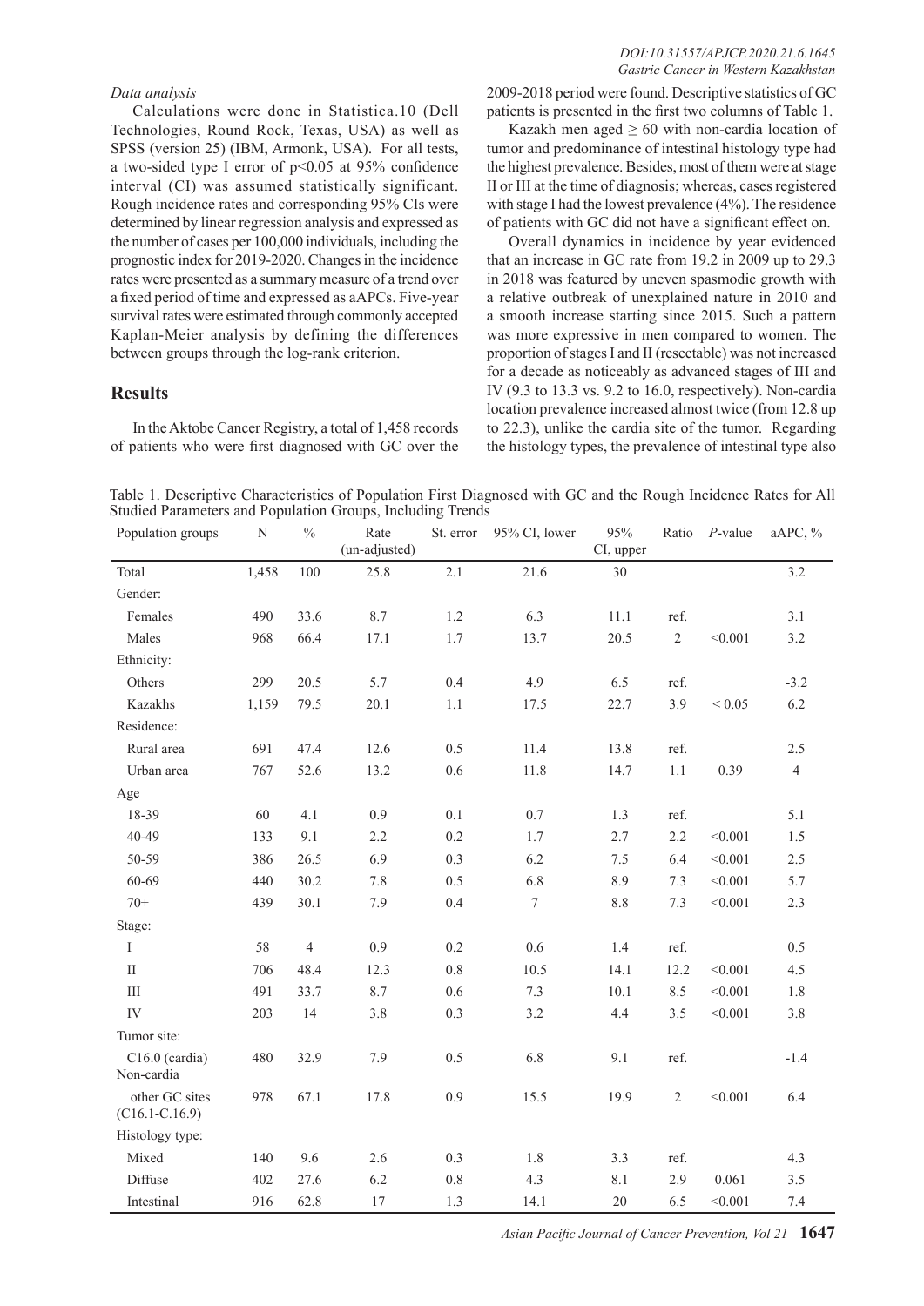*Data analysis*

Calculations were done in Statistica.10 (Dell Technologies, Round Rock, Texas, USA) as well as SPSS (version 25) (IBM, Armonk, USA). For all tests, a two-sided type I error of $p<0.05$ at 95% confidence interval (CI) was assumed statistically significant. Rough incidence rates and corresponding 95% CIs were determined by linear regression analysis and expressed as the number of cases per 100,000 individuals, including the prognostic index for 2019-2020. Changes in the incidence rates were presented as a summary measure of a trend over a fixed period of time and expressed as aAPCs. Five-year survival rates were estimated through commonly accepted Kaplan-Meier analysis by defining the differences between groups through the log-rank criterion.

## Results

In the Aktobe Cancer Registry, a total of 1,458 records of patients who were first diagnosed with GC over the 2009-2018 period were found. Descriptive statistics of GC patients is presented in the first two columns of Table 1.

Kazakh men aged ≥ 60 with non-cardia location of tumor and predominance of intestinal histology type had the highest prevalence. Besides, most of them were at stage II or III at the time of diagnosis; whereas, cases registered with stage I had the lowest prevalence (4%). The residence of patients with GC did not have a significant effect on.

Overall dynamics in incidence by year evidenced that an increase in GC rate from 19.2 in 2009 up to 29.3 in 2018 was featured by uneven spasmodic growth with a relative outbreak of unexplained nature in 2010 and a smooth increase starting since 2015. Such a pattern was more expressive in men compared to women. The proportion of stages I and II (resectable) was not increased for a decade as noticeably as advanced stages of III and IV (9.3 to 13.3 vs. 9.2 to 16.0, respectively). Non-cardia location prevalence increased almost twice (from 12.8 up to 22.3), unlike the cardia site of the tumor. Regarding the histology types, the prevalence of intestinal type also

Table 1. Descriptive Characteristics of Population First Diagnosed with GC and the Rough Incidence Rates for All Studied Parameters and Population Groups, Including Trends

| Population groups | N | % | Rate (un-adjusted) | St. error | 95% CI, lower | 95% CI, upper | Ratio | *P*-value | aAPC, % |
|---|---|---|---|---|---|---|---|---|---|
| Total | 1,458 | 100 | 25.8 | 2.1 | 21.6 | 30 | | | 3.2 |
| Gender: | | | | | | | | | |
| Females | 490 | 33.6 | 8.7 | 1.2 | 6.3 | 11.1 | ref. | | 3.1 |
| Males | 968 | 66.4 | 17.1 | 1.7 | 13.7 | 20.5 | 2 | <0.001 | 3.2 |
| Ethnicity: | | | | | | | | | |
| Others | 299 | 20.5 | 5.7 | 0.4 | 4.9 | 6.5 | ref. | | -3.2 |
| Kazakhs | 1,159 | 79.5 | 20.1 | 1.1 | 17.5 | 22.7 | 3.9 | < 0.05 | 6.2 |
| Residence: | | | | | | | | | |
| Rural area | 691 | 47.4 | 12.6 | 0.5 | 11.4 | 13.8 | ref. | | 2.5 |
| Urban area | 767 | 52.6 | 13.2 | 0.6 | 11.8 | 14.7 | 1.1 | 0.39 | 4 |
| Age | | | | | | | | | |
| 18-39 | 60 | 4.1 | 0.9 | 0.1 | 0.7 | 1.3 | ref. | | 5.1 |
| 40-49 | 133 | 9.1 | 2.2 | 0.2 | 1.7 | 2.7 | 2.2 | <0.001 | 1.5 |
| 50-59 | 386 | 26.5 | 6.9 | 0.3 | 6.2 | 7.5 | 6.4 | <0.001 | 2.5 |
| 60-69 | 440 | 30.2 | 7.8 | 0.5 | 6.8 | 8.9 | 7.3 | <0.001 | 5.7 |
| 70+ | 439 | 30.1 | 7.9 | 0.4 | 7 | 8.8 | 7.3 | <0.001 | 2.3 |
| Stage: | | | | | | | | | |
| I | 58 | 4 | 0.9 | 0.2 | 0.6 | 1.4 | ref. | | 0.5 |
| II | 706 | 48.4 | 12.3 | 0.8 | 10.5 | 14.1 | 12.2 | <0.001 | 4.5 |
| III | 491 | 33.7 | 8.7 | 0.6 | 7.3 | 10.1 | 8.5 | <0.001 | 1.8 |
| IV | 203 | 14 | 3.8 | 0.3 | 3.2 | 4.4 | 3.5 | <0.001 | 3.8 |
| Tumor site: | | | | | | | | | |
| C16.0 (cardia) | 480 | 32.9 | 7.9 | 0.5 | 6.8 | 9.1 | ref. | | -1.4 |
| Non-cardia other GC sites (C16.1-C.16.9) | 978 | 67.1 | 17.8 | 0.9 | 15.5 | 19.9 | 2 | <0.001 | 6.4 |
| Histology type: | | | | | | | | | |
| Mixed | 140 | 9.6 | 2.6 | 0.3 | 1.8 | 3.3 | ref. | | 4.3 |
| Diffuse | 402 | 27.6 | 6.2 | 0.8 | 4.3 | 8.1 | 2.9 | 0.061 | 3.5 |
| Intestinal | 916 | 62.8 | 17 | 1.3 | 14.1 | 20 | 6.5 | <0.001 | 7.4 |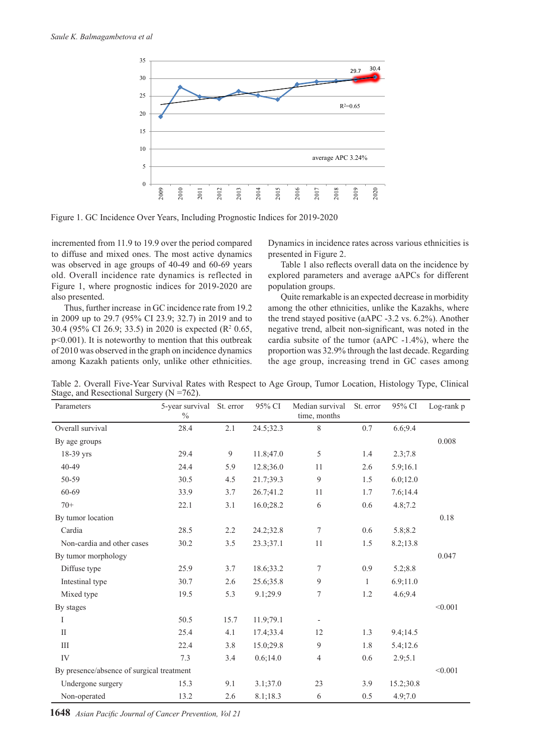Figure 1. GC Incidence Over Years, Including Prognostic Indices for 2019-2020

incremented from 11.9 to 19.9 over the period compared to diffuse and mixed ones. The most active dynamics was observed in age groups of 40-49 and 60-69 years old. Overall incidence rate dynamics is reflected in Figure 1, where prognostic indices for 2019-2020 are also presented.

Thus, further increase in GC incidence rate from 19.2 in 2009 up to 29.7 (95% CI 23.9; 32.7) in 2019 and to 30.4 (95% CI 26.9; 33.5) in 2020 is expected ($R^2$ 0.65, $p<0.001$). It is noteworthy to mention that this outbreak of 2010 was observed in the graph on incidence dynamics among Kazakh patients only, unlike other ethnicities. Dynamics in incidence rates across various ethnicities is presented in Figure 2.

Table 1 also reflects overall data on the incidence by explored parameters and average aAPCs for different population groups.

Quite remarkable is an expected decrease in morbidity among the other ethnicities, unlike the Kazakhs, where the trend stayed positive (aAPC -3.2 vs. 6.2%). Another negative trend, albeit non-significant, was noted in the cardia subsite of the tumor (aAPC -1.4%), where the proportion was 32.9% through the last decade. Regarding the age group, increasing trend in GC cases among

Table 2. Overall Five-Year Survival Rates with Respect to Age Group, Tumor Location, Histology Type, Clinical Stage, and Resectional Surgery (N =762).

| Parameters | 5-year survival % | St. error | 95% CI | Median survival time, months | St. error | 95% CI | Log-rank p |
|---|---|---|---|---|---|---|---|
| Overall survival | 28.4 | 2.1 | 24.5;32.3 | 8 | 0.7 | 6.6;9.4 | |
| By age groups | | | | | | | 0.008 |
| 18-39 yrs | 29.4 | 9 | 11.8;47.0 | 5 | 1.4 | 2.3;7.8 | |
| 40-49 | 24.4 | 5.9 | 12.8;36.0 | 11 | 2.6 | 5.9;16.1 | |
| 50-59 | 30.5 | 4.5 | 21.7;39.3 | 9 | 1.5 | 6.0;12.0 | |
| 60-69 | 33.9 | 3.7 | 26.7;41.2 | 11 | 1.7 | 7.6;14.4 | |
| 70+ | 22.1 | 3.1 | 16.0;28.2 | 6 | 0.6 | 4.8;7.2 | |
| By tumor location | | | | | | | 0.18 |
| Cardia | 28.5 | 2.2 | 24.2;32.8 | 7 | 0.6 | 5.8;8.2 | |
| Non-cardia and other cases | 30.2 | 3.5 | 23.3;37.1 | 11 | 1.5 | 8.2;13.8 | |
| By tumor morphology | | | | | | | 0.047 |
| Diffuse type | 25.9 | 3.7 | 18.6;33.2 | 7 | 0.9 | 5.2;8.8 | |
| Intestinal type | 30.7 | 2.6 | 25.6;35.8 | 9 | 1 | 6.9;11.0 | |
| Mixed type | 19.5 | 5.3 | 9.1;29.9 | 7 | 1.2 | 4.6;9.4 | |
| By stages | | | | | | | <0.001 |
| I | 50.5 | 15.7 | 11.9;79.1 | - | | | |
| II | 25.4 | 4.1 | 17.4;33.4 | 12 | 1.3 | 9.4;14.5 | |
| III | 22.4 | 3.8 | 15.0;29.8 | 9 | 1.8 | 5.4;12.6 | |
| IV | 7.3 | 3.4 | 0.6;14.0 | 4 | 0.6 | 2.9;5.1 | |
| By presence/absence of surgical treatment | | | | | | | <0.001 |
| Undergone surgery | 15.3 | 9.1 | 3.1;37.0 | 23 | 3.9 | 15.2;30.8 | |
| Non-operated | 13.2 | 2.6 | 8.1;18.3 | 6 | 0.5 | 4.9;7.0 | |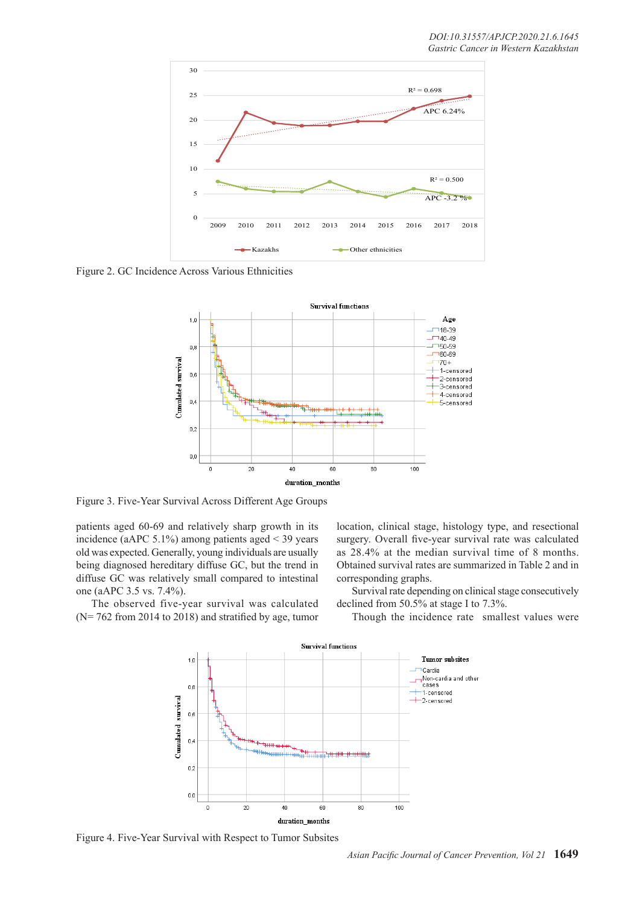Figure 2. GC Incidence Across Various Ethnicities

Figure 3. Five-Year Survival Across Different Age Groups

patients aged 60-69 and relatively sharp growth in its incidence (aAPC 5.1%) among patients aged < 39 years old was expected. Generally, young individuals are usually being diagnosed hereditary diffuse GC, but the trend in diffuse GC was relatively small compared to intestinal one (aAPC 3.5 vs. 7.4%).

The observed five-year survival was calculated (N= 762 from 2014 to 2018) and stratified by age, tumor location, clinical stage, histology type, and resectional surgery. Overall five-year survival rate was calculated as 28.4% at the median survival time of 8 months. Obtained survival rates are summarized in Table 2 and in corresponding graphs.

Survival rate depending on clinical stage consecutively declined from 50.5% at stage I to 7.3%.

Though the incidence rate smallest values were

Figure 4. Five-Year Survival with Respect to Tumor Subsites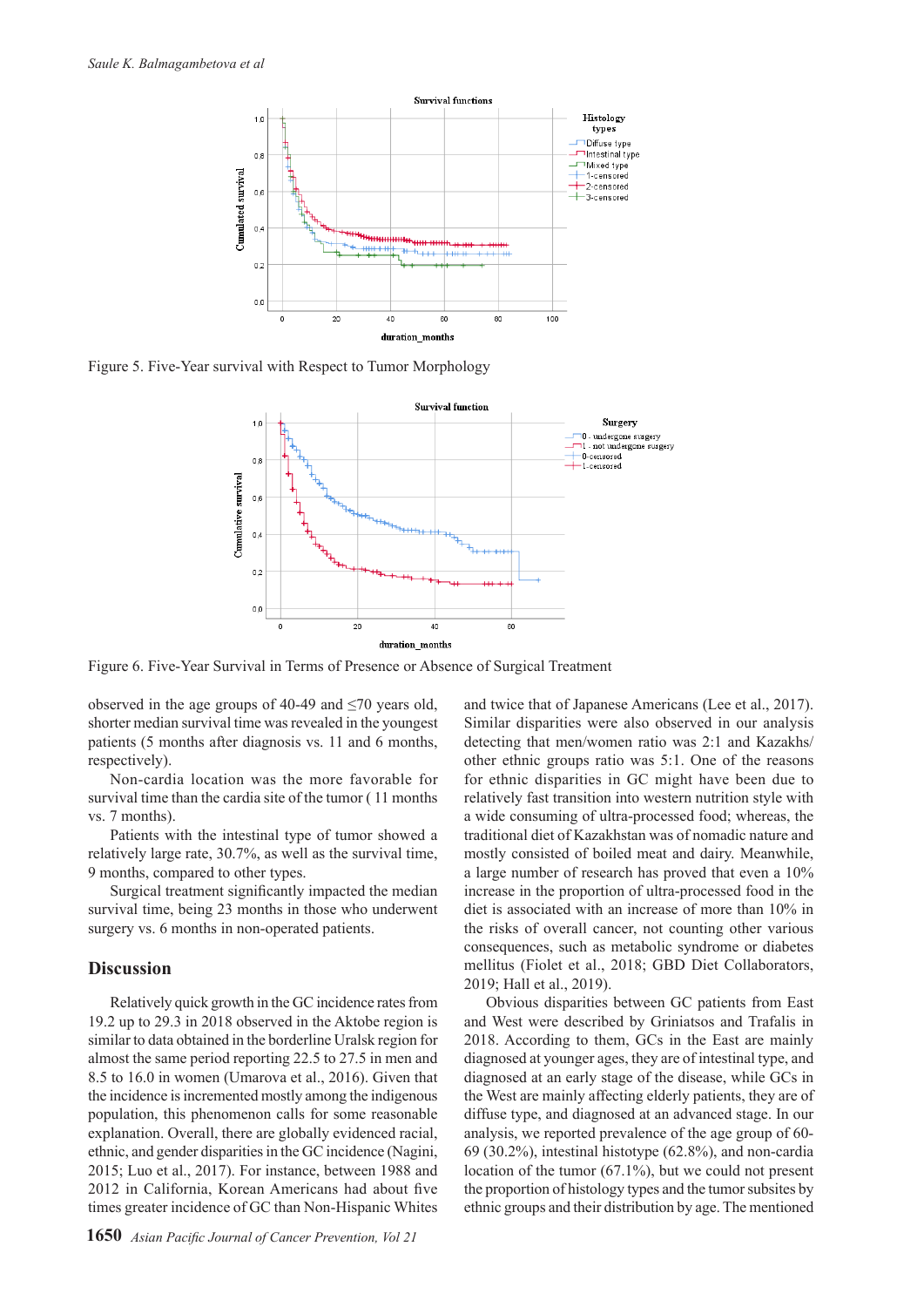Figure 5. Five-Year survival with Respect to Tumor Morphology

Figure 6. Five-Year Survival in Terms of Presence or Absence of Surgical Treatment

observed in the age groups of 40-49 and ≤70 years old, shorter median survival time was revealed in the youngest patients (5 months after diagnosis vs. 11 and 6 months, respectively).

Non-cardia location was the more favorable for survival time than the cardia site of the tumor ( 11 months vs. 7 months).

Patients with the intestinal type of tumor showed a relatively large rate, 30.7%, as well as the survival time, 9 months, compared to other types.

Surgical treatment significantly impacted the median survival time, being 23 months in those who underwent surgery vs. 6 months in non-operated patients.

## Discussion

Relatively quick growth in the GC incidence rates from 19.2 up to 29.3 in 2018 observed in the Aktobe region is similar to data obtained in the borderline Uralsk region for almost the same period reporting 22.5 to 27.5 in men and 8.5 to 16.0 in women (Umarova et al., 2016). Given that the incidence is incremented mostly among the indigenous population, this phenomenon calls for some reasonable explanation. Overall, there are globally evidenced racial, ethnic, and gender disparities in the GC incidence (Nagini, 2015; Luo et al., 2017). For instance, between 1988 and 2012 in California, Korean Americans had about five times greater incidence of GC than Non-Hispanic Whites and twice that of Japanese Americans (Lee et al., 2017). Similar disparities were also observed in our analysis detecting that men/women ratio was 2:1 and Kazakhs/other ethnic groups ratio was 5:1. One of the reasons for ethnic disparities in GC might have been due to relatively fast transition into western nutrition style with a wide consuming of ultra-processed food; whereas, the traditional diet of Kazakhstan was of nomadic nature and mostly consisted of boiled meat and dairy. Meanwhile, a large number of research has proved that even a 10% increase in the proportion of ultra-processed food in the diet is associated with an increase of more than 10% in the risks of overall cancer, not counting other various consequences, such as metabolic syndrome or diabetes mellitus (Fiolet et al., 2018; GBD Diet Collaborators, 2019; Hall et al., 2019).

Obvious disparities between GC patients from East and West were described by Griniatsos and Trafalis in 2018. According to them, GCs in the East are mainly diagnosed at younger ages, they are of intestinal type, and diagnosed at an early stage of the disease, while GCs in the West are mainly affecting elderly patients, they are of diffuse type, and diagnosed at an advanced stage. In our analysis, we reported prevalence of the age group of 60-69 (30.2%), intestinal histotype (62.8%), and non-cardia location of the tumor (67.1%), but we could not present the proportion of histology types and the tumor subsites by ethnic groups and their distribution by age. The mentioned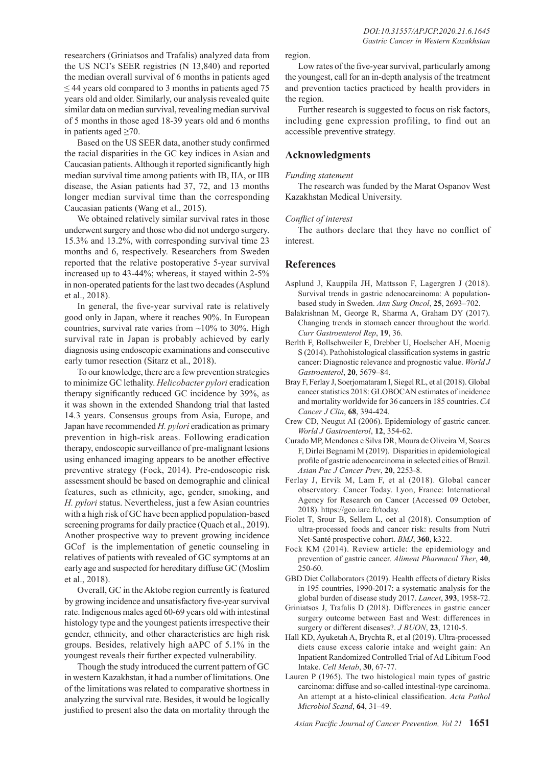researchers (Griniatsos and Trafalis) analyzed data from the US NCI's SEER registries (N 13,840) and reported the median overall survival of 6 months in patients aged ≤ 44 years old compared to 3 months in patients aged 75 years old and older. Similarly, our analysis revealed quite similar data on median survival, revealing median survival of 5 months in those aged 18-39 years old and 6 months in patients aged ≥70.

Based on the US SEER data, another study confirmed the racial disparities in the GC key indices in Asian and Caucasian patients. Although it reported significantly high median survival time among patients with IB, IIA, or IIB disease, the Asian patients had 37, 72, and 13 months longer median survival time than the corresponding Caucasian patients (Wang et al., 2015).

We obtained relatively similar survival rates in those underwent surgery and those who did not undergo surgery. 15.3% and 13.2%, with corresponding survival time 23 months and 6, respectively. Researchers from Sweden reported that the relative postoperative 5-year survival increased up to 43-44%; whereas, it stayed within 2-5% in non-operated patients for the last two decades (Asplund et al., 2018).

In general, the five-year survival rate is relatively good only in Japan, where it reaches 90%. In European countries, survival rate varies from ~10% to 30%. High survival rate in Japan is probably achieved by early diagnosis using endoscopic examinations and consecutive early tumor resection (Sitarz et al., 2018).

To our knowledge, there are a few prevention strategies to minimize GC lethality. *Helicobacter pylori* eradication therapy significantly reduced GC incidence by 39%, as it was shown in the extended Shandong trial that lasted 14.3 years. Consensus groups from Asia, Europe, and Japan have recommended *H. pylori* eradication as primary prevention in high-risk areas. Following eradication therapy, endoscopic surveillance of pre-malignant lesions using enhanced imaging appears to be another effective preventive strategy (Fock, 2014). Pre-endoscopic risk assessment should be based on demographic and clinical features, such as ethnicity, age, gender, smoking, and *H. pylori* status. Nevertheless, just a few Asian countries with a high risk of GC have been applied population-based screening programs for daily practice (Quach et al., 2019). Another prospective way to prevent growing incidence GCof is the implementation of genetic counseling in relatives of patients with revealed of GC symptoms at an early age and suspected for hereditary diffuse GC (Moslim et al., 2018).

Overall, GC in the Aktobe region currently is featured by growing incidence and unsatisfactory five-year survival rate. Indigenous males aged 60-69 years old with intestinal histology type and the youngest patients irrespective their gender, ethnicity, and other characteristics are high risk groups. Besides, relatively high aAPC of 5.1% in the youngest reveals their further expected vulnerability.

Though the study introduced the current pattern of GC in western Kazakhstan, it had a number of limitations. One of the limitations was related to comparative shortness in analyzing the survival rate. Besides, it would be logically justified to present also the data on mortality through the region.

Low rates of the five-year survival, particularly among the youngest, call for an in-depth analysis of the treatment and prevention tactics practiced by health providers in the region.

Further research is suggested to focus on risk factors, including gene expression profiling, to find out an accessible preventive strategy.

## Acknowledgments

*Funding statement*

The research was funded by the Marat Ospanov West Kazakhstan Medical University.

*Conflict of interest*

The authors declare that they have no conflict of interest.

## References

Asplund J, Kauppila JH, Mattsson F, Lagergren J (2018). Survival trends in gastric adenocarcinoma: A population-based study in Sweden. *Ann Surg Oncol*, **25**, 2693–702.

Balakrishnan M, George R, Sharma A, Graham DY (2017). Changing trends in stomach cancer throughout the world. *Curr Gastroenterol Rep*, **19**, 36.

Berlth F, Bollschweiler E, Drebber U, Hoelscher AH, Moenig S (2014). Pathohistological classification systems in gastric cancer: Diagnostic relevance and prognostic value. *World J Gastroenterol*, **20**, 5679–84.

Bray F, Ferlay J, Soerjomataram I, Siegel RL, et al (2018). Global cancer statistics 2018: GLOBOCAN estimates of incidence and mortality worldwide for 36 cancers in 185 countries. *CA Cancer J Clin*, **68**, 394-424.

Crew CD, Neugut AI (2006). Epidemiology of gastric cancer. *World J Gastroenterol*, **12**, 354-62.

Curado MP, Mendonca e Silva DR, Moura de Oliveira M, Soares F, Dirlei Begnami M (2019). Disparities in epidemiological profile of gastric adenocarcinoma in selected cities of Brazil. *Asian Pac J Cancer Prev*, **20**, 2253-8.

Ferlay J, Ervik M, Lam F, et al (2018). Global cancer observatory: Cancer Today. Lyon, France: International Agency for Research on Cancer (Accessed 09 October, 2018). https://gco.iarc.fr/today.

Fiolet T, Srour B, Sellem L, oet al (2018). Consumption of ultra-processed foods and cancer risk: results from Nutri Net-Santé prospective cohort. *BMJ*, **360**, k322.

Fock KM (2014). Review article: the epidemiology and prevention of gastric cancer. *Aliment Pharmacol Ther*, **40**, 250-60.

GBD Diet Collaborators (2019). Health effects of dietary Risks in 195 countries, 1990-2017: a systematic analysis for the global burden of disease study 2017. *Lancet*, **393**, 1958-72.

Griniatsos J, Trafalis D (2018). Differences in gastric cancer surgery outcome between East and West: differences in surgery or different diseases?. *J BUON*, **23**, 1210-5.

Hall KD, Ayuketah A, Brychta R, et al (2019). Ultra-processed diets cause excess calorie intake and weight gain: An Inpatient Randomized Controlled Trial of Ad Libitum Food Intake. *Cell Metab*, **30**, 67-77.

Lauren P (1965). The two histological main types of gastric carcinoma: diffuse and so-called intestinal-type carcinoma. An attempt at a histo-clinical classification. *Acta Pathol Microbiol Scand*, **64**, 31–49.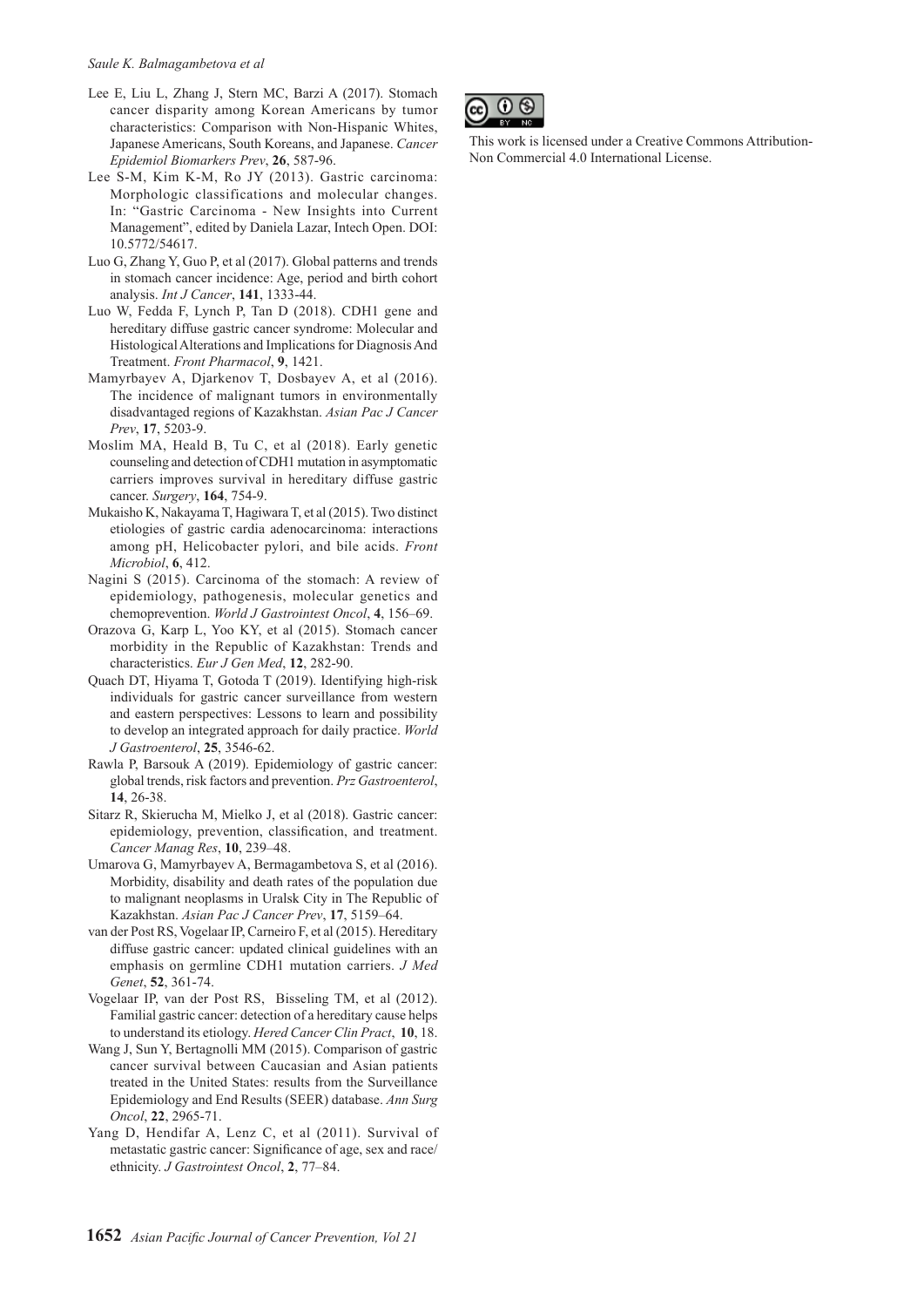Lee E, Liu L, Zhang J, Stern MC, Barzi A (2017). Stomach cancer disparity among Korean Americans by tumor characteristics: Comparison with Non-Hispanic Whites, Japanese Americans, South Koreans, and Japanese. *Cancer Epidemiol Biomarkers Prev*, **26**, 587-96.

Lee S-M, Kim K-M, Ro JY (2013). Gastric carcinoma: Morphologic classifications and molecular changes. In: "Gastric Carcinoma - New Insights into Current Management", edited by Daniela Lazar, Intech Open. DOI: 10.5772/54617.

Luo G, Zhang Y, Guo P, et al (2017). Global patterns and trends in stomach cancer incidence: Age, period and birth cohort analysis. *Int J Cancer*, **141**, 1333-44.

Luo W, Fedda F, Lynch P, Tan D (2018). CDH1 gene and hereditary diffuse gastric cancer syndrome: Molecular and Histological Alterations and Implications for Diagnosis And Treatment. *Front Pharmacol*, **9**, 1421.

Mamyrbayev A, Djarkenov T, Dosbayev A, et al (2016). The incidence of malignant tumors in environmentally disadvantaged regions of Kazakhstan. *Asian Pac J Cancer Prev*, **17**, 5203-9.

Moslim MA, Heald B, Tu C, et al (2018). Early genetic counseling and detection of CDH1 mutation in asymptomatic carriers improves survival in hereditary diffuse gastric cancer. *Surgery*, **164**, 754-9.

Mukaisho K, Nakayama T, Hagiwara T, et al (2015). Two distinct etiologies of gastric cardia adenocarcinoma: interactions among pH, Helicobacter pylori, and bile acids. *Front Microbiol*, **6**, 412.

Nagini S (2015). Carcinoma of the stomach: A review of epidemiology, pathogenesis, molecular genetics and chemoprevention. *World J Gastrointest Oncol*, **4**, 156–69.

Orazova G, Karp L, Yoo KY, et al (2015). Stomach cancer morbidity in the Republic of Kazakhstan: Trends and characteristics. *Eur J Gen Med*, **12**, 282-90.

Quach DT, Hiyama T, Gotoda T (2019). Identifying high-risk individuals for gastric cancer surveillance from western and eastern perspectives: Lessons to learn and possibility to develop an integrated approach for daily practice. *World J Gastroenterol*, **25**, 3546-62.

Rawla P, Barsouk A (2019). Epidemiology of gastric cancer: global trends, risk factors and prevention. *Prz Gastroenterol*, **14**, 26-38.

Sitarz R, Skierucha M, Mielko J, et al (2018). Gastric cancer: epidemiology, prevention, classification, and treatment. *Cancer Manag Res*, **10**, 239–48.

Umarova G, Mamyrbayev A, Bermagambetova S, et al (2016). Morbidity, disability and death rates of the population due to malignant neoplasms in Uralsk City in The Republic of Kazakhstan. *Asian Pac J Cancer Prev*, **17**, 5159–64.

van der Post RS, Vogelaar IP, Carneiro F, et al (2015). Hereditary diffuse gastric cancer: updated clinical guidelines with an emphasis on germline CDH1 mutation carriers. *J Med Genet*, **52**, 361-74.

Vogelaar IP, van der Post RS, Bisseling TM, et al (2012). Familial gastric cancer: detection of a hereditary cause helps to understand its etiology. *Hered Cancer Clin Pract*, **10**, 18.

Wang J, Sun Y, Bertagnolli MM (2015). Comparison of gastric cancer survival between Caucasian and Asian patients treated in the United States: results from the Surveillance Epidemiology and End Results (SEER) database. *Ann Surg Oncol*, **22**, 2965-71.

Yang D, Hendifar A, Lenz C, et al (2011). Survival of metastatic gastric cancer: Significance of age, sex and race/ethnicity. *J Gastrointest Oncol*, **2**, 77–84.

This work is licensed under a Creative Commons Attribution-Non Commercial 4.0 International License.